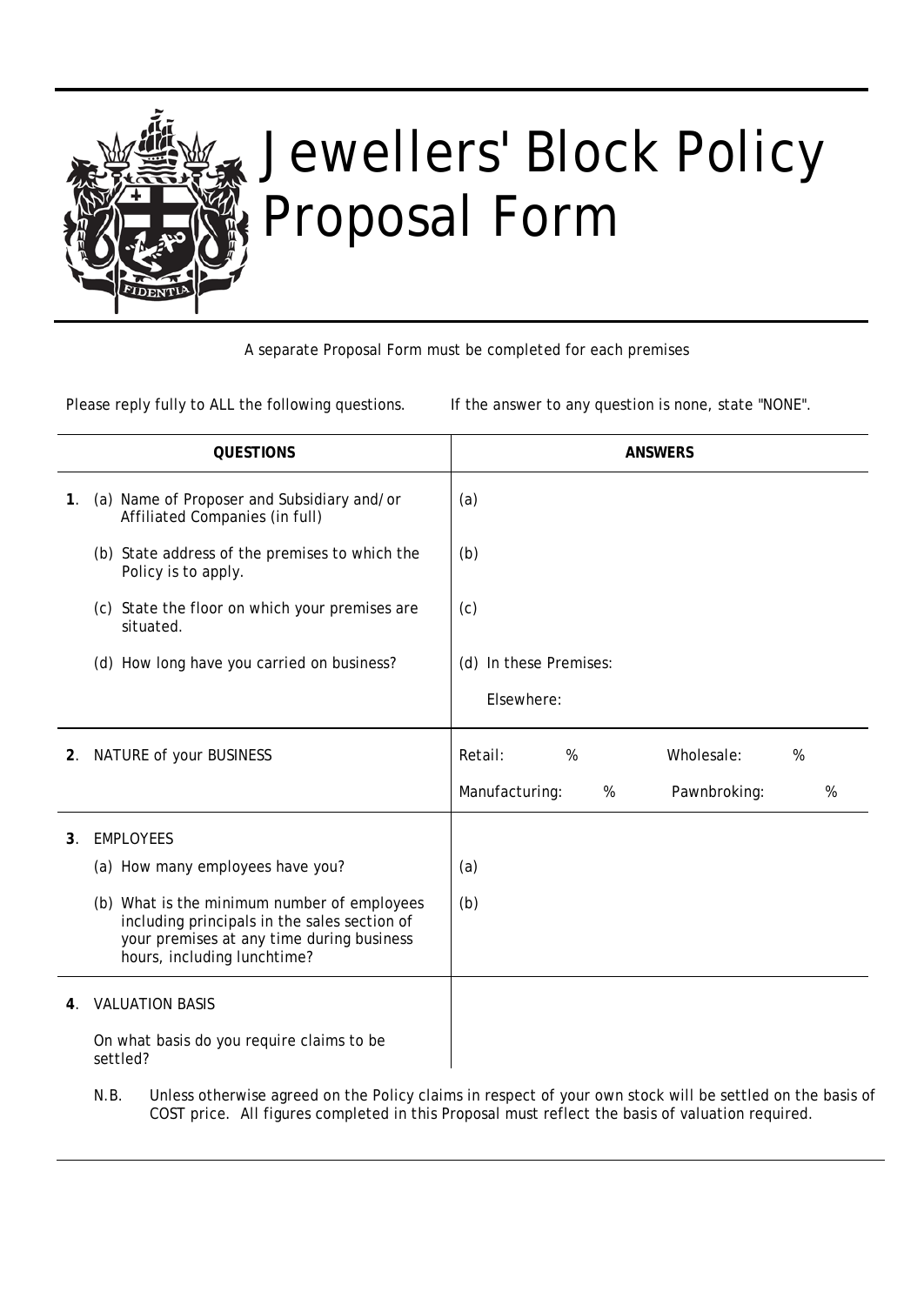# Jewellers' Block Policy Proposal Form

*A separate Proposal Form must be completed for each premises*

Please reply fully to ALL the following questions. If the answer to any question is none, state "NONE".

| QUESTIONS | ANSWERS |
|---|---|
| **1**. (a) Name of Proposer and Subsidiary and/or Affiliated Companies (in full) | (a) |
| (b) State address of the premises to which the Policy is to apply. | (b) |
| (c) State the floor on which your premises are situated. | (c) |
| (d) How long have you carried on business? | (d) In these Premises: <br> Elsewhere: |
| **2**. NATURE of your BUSINESS | Retail: % Wholesale: % <br> Manufacturing: % Pawnbroking: % |
| **3**. EMPLOYEES | |
| (a) How many employees have you? | (a) |
| (b) What is the minimum number of employees including principals in the sales section of your premises at any time during business hours, including lunchtime? | (b) |
| **4**. VALUATION BASIS <br> On what basis do you require claims to be settled? | |

N.B. Unless otherwise agreed on the Policy claims in respect of your own stock will be settled on the basis of COST price. All figures completed in this Proposal must reflect the basis of valuation required.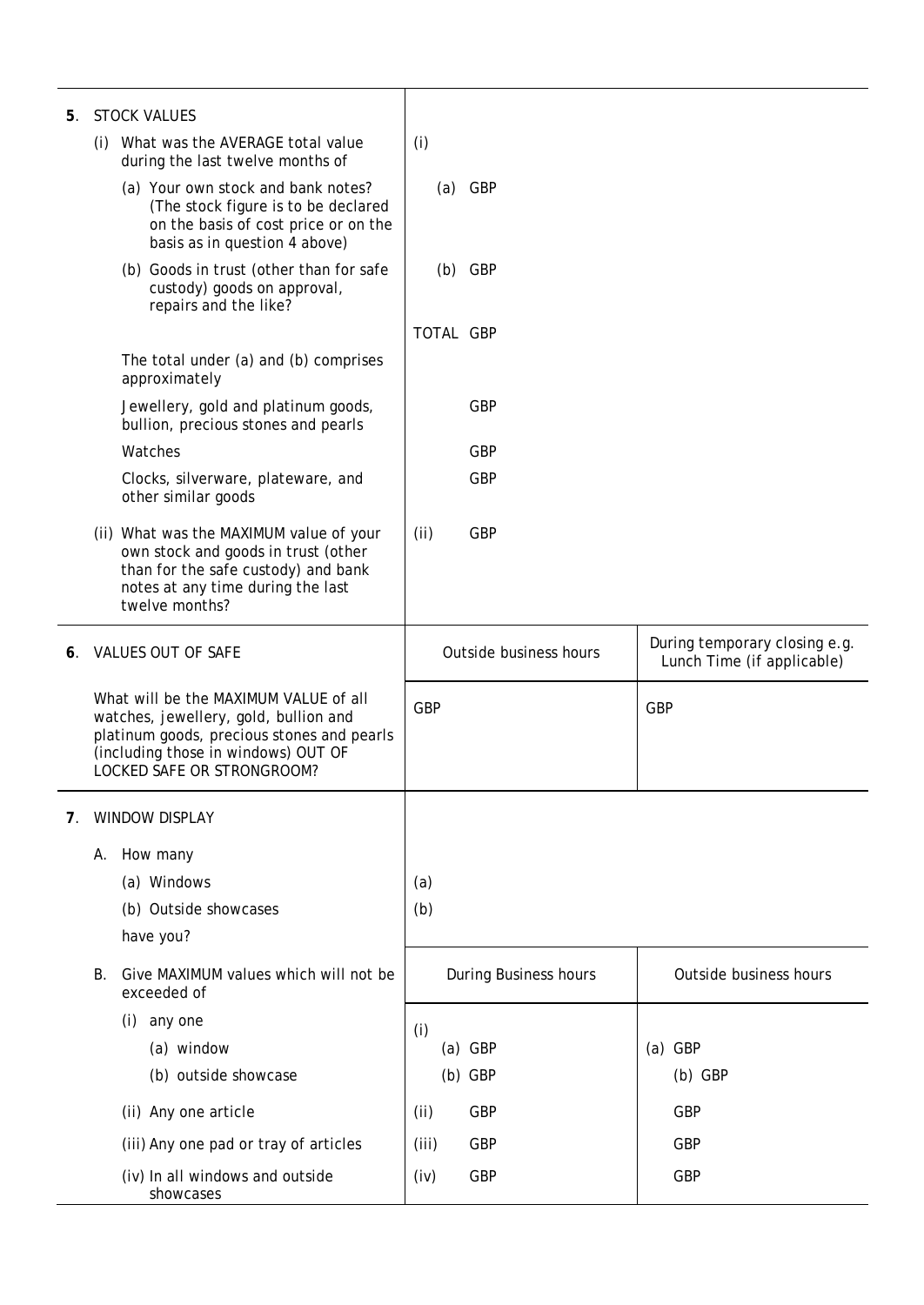**5. STOCK VALUES**

| | | |
|---|---|---|
| (i) What was the AVERAGE total value during the last twelve months of | (i) | |
| (a) Your own stock and bank notes? (The stock figure is to be declared on the basis of cost price or on the basis as in question 4 above) | (a) GBP | |
| (b) Goods in trust (other than for safe custody) goods on approval, repairs and the like? | (b) GBP | |
| | TOTAL GBP | |
| The total under (a) and (b) comprises approximately | | |
| Jewellery, gold and platinum goods, bullion, precious stones and pearls | GBP | |
| Watches | GBP | |
| Clocks, silverware, plateware, and other similar goods | GBP | |
| (ii) What was the MAXIMUM value of your own stock and goods in trust (other than for the safe custody) and bank notes at any time during the last twelve months? | (ii) GBP | |

**6. VALUES OUT OF SAFE**

| | Outside business hours | During temporary closing e.g. Lunch Time (if applicable) |
|---|---|---|
| What will be the MAXIMUM VALUE of all watches, jewellery, gold, bullion and platinum goods, precious stones and pearls (including those in windows) OUT OF LOCKED SAFE OR STRONGROOM? | GBP | GBP |

**7. WINDOW DISPLAY**

| | | |
|---|---|---|
| A. How many | | |
| (a) Windows | (a) | |
| (b) Outside showcases | (b) | |
| have you? | | |
| **B.** Give MAXIMUM values which will not be exceeded of | During Business hours | Outside business hours |
| (i) any one | (i) | |
| (a) window | (a) GBP | (a) GBP |
| (b) outside showcase | (b) GBP | (b) GBP |
| (ii) Any one article | (ii) GBP | GBP |
| (iii) Any one pad or tray of articles | (iii) GBP | GBP |
| (iv) In all windows and outside showcases | (iv) GBP | GBP |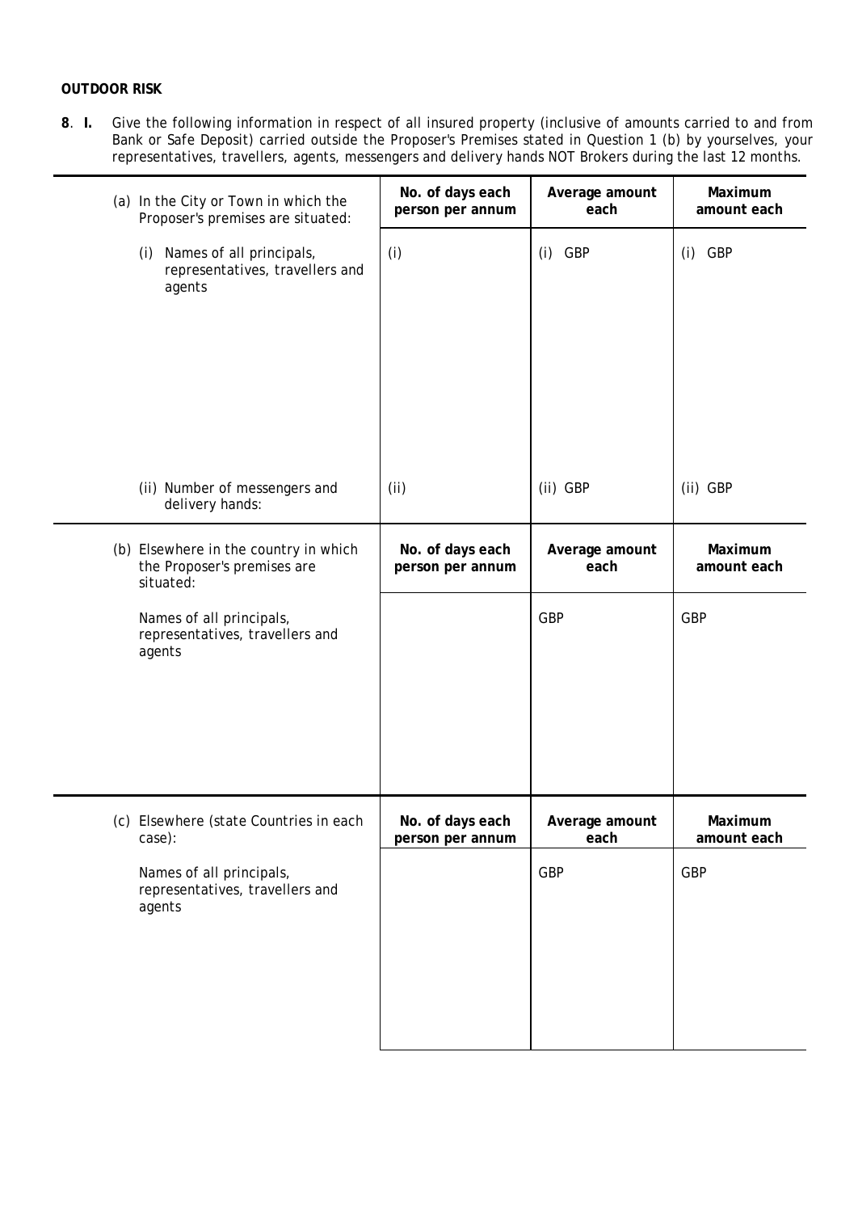**OUTDOOR RISK**

**8**. **I.** Give the following information in respect of all insured property (inclusive of amounts carried to and from Bank or Safe Deposit) carried outside the Proposer's Premises stated in Question 1 (b) by yourselves, your representatives, travellers, agents, messengers and delivery hands NOT Brokers during the last 12 months.

| (a) In the City or Town in which the Proposer's premises are situated: | No. of days each person per annum | Average amount each | Maximum amount each |
|---|---|---|---|
| (i) Names of all principals, representatives, travellers and agents | (i) | (i) GBP | (i) GBP |
| (ii) Number of messengers and delivery hands: | (ii) | (ii) GBP | (ii) GBP |

| (b) Elsewhere in the country in which the Proposer's premises are situated: | No. of days each person per annum | Average amount each | Maximum amount each |
|---|---|---|---|
| Names of all principals, representatives, travellers and agents | | GBP | GBP |

| (c) Elsewhere (state Countries in each case): | No. of days each person per annum | Average amount each | Maximum amount each |
|---|---|---|---|
| Names of all principals, representatives, travellers and agents | | GBP | GBP |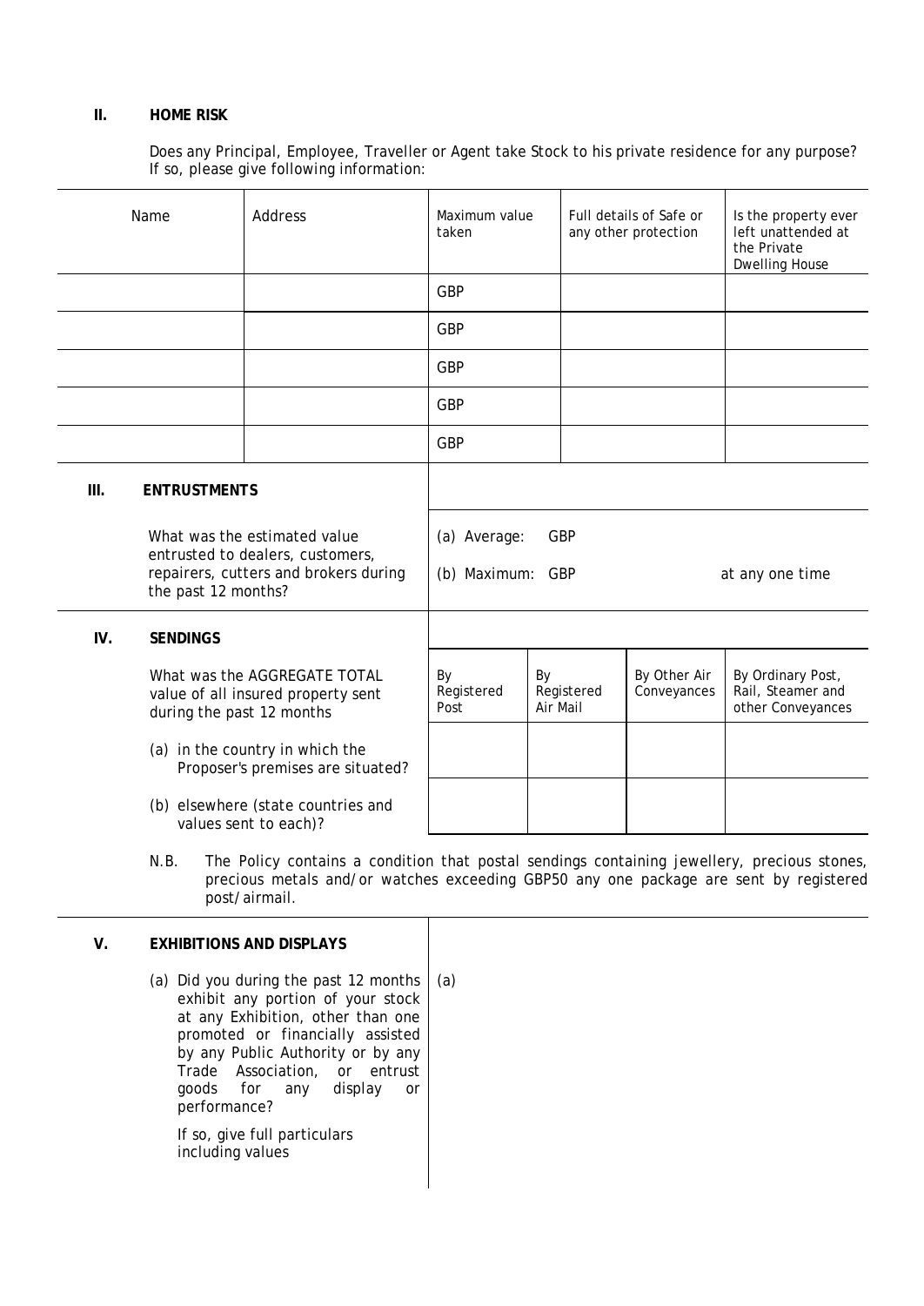## II. HOME RISK

Does any Principal, Employee, Traveller or Agent take Stock to his private residence for any purpose? If so, please give following information:

| Name | Address | Maximum value taken | Full details of Safe or any other protection | Is the property ever left unattended at the Private Dwelling House |
|---|---|---|---|---|
| | | GBP | | |
| | | GBP | | |
| | | GBP | | |
| | | GBP | | |
| | | GBP | | |

## III. ENTRUSTMENTS

What was the estimated value entrusted to dealers, customers, repairers, cutters and brokers during the past 12 months?

(a) Average: GBP

(b) Maximum: GBP at any one time

## IV. SENDINGS

What was the AGGREGATE TOTAL value of all insured property sent during the past 12 months

| | By Registered Post | By Registered Air Mail | By Other Air Conveyances | By Ordinary Post, Rail, Steamer and other Conveyances |
|---|---|---|---|---|
| (a) in the country in which the Proposer's premises are situated? | | | | |
| (b) elsewhere (state countries and values sent to each)? | | | | |

N.B. The Policy contains a condition that postal sendings containing jewellery, precious stones, precious metals and/or watches exceeding GBP50 any one package are sent by registered post/airmail.

## V. EXHIBITIONS AND DISPLAYS

(a) Did you during the past 12 months exhibit any portion of your stock at any Exhibition, other than one promoted or financially assisted by any Public Authority or by any Trade Association, or entrust goods for any display or performance?

If so, give full particulars including values

(a)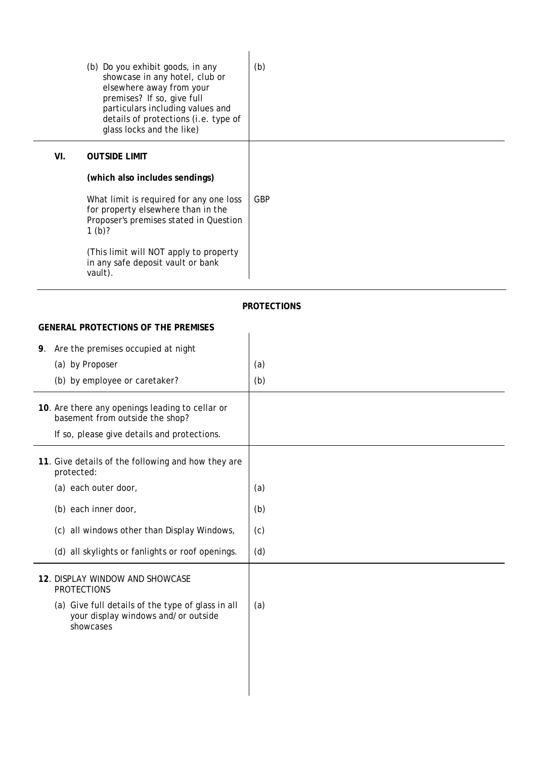| | |
|---|---|
| (b) Do you exhibit goods, in any showcase in any hotel, club or elsewhere away from your premises? If so, give full particulars including values and details of protections (i.e. type of glass locks and the like) | (b) |
| **VI. OUTSIDE LIMIT** | |
| **(which also includes sendings)** | |
| What limit is required for any one loss for property elsewhere than in the Proposer's premises stated in Question 1 (b)? | GBP |
| (This limit will NOT apply to property in any safe deposit vault or bank vault). | |

## PROTECTIONS

### GENERAL PROTECTIONS OF THE PREMISES

| | |
|---|---|
| **9**. Are the premises occupied at night | |
| (a) by Proposer | (a) |
| (b) by employee or caretaker? | (b) |
| **10**. Are there any openings leading to cellar or basement from outside the shop? If so, please give details and protections. | |
| **11**. Give details of the following and how they are protected: | |
| (a) each outer door, | (a) |
| (b) each inner door, | (b) |
| (c) all windows other than Display Windows, | (c) |
| (d) all skylights or fanlights or roof openings. | (d) |
| **12**. DISPLAY WINDOW AND SHOWCASE PROTECTIONS | |
| (a) Give full details of the type of glass in all your display windows and/or outside showcases | (a) |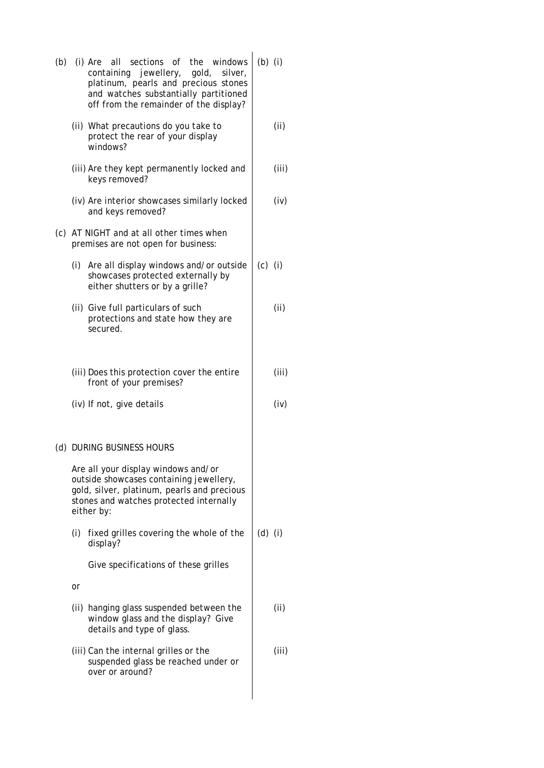| | |
|---|---|
| (b) (i) Are all sections of the windows containing jewellery, gold, silver, platinum, pearls and precious stones and watches substantially partitioned off from the remainder of the display? | (b) (i) |
| (ii) What precautions do you take to protect the rear of your display windows? | (ii) |
| (iii) Are they kept permanently locked and keys removed? | (iii) |
| (iv) Are interior showcases similarly locked and keys removed? | (iv) |
| (c) AT NIGHT and at all other times when premises are not open for business: | |
| (i) Are all display windows and/or outside showcases protected externally by either shutters or by a grille? | (c) (i) |
| (ii) Give full particulars of such protections and state how they are secured. | (ii) |
| (iii) Does this protection cover the entire front of your premises? | (iii) |
| (iv) If not, give details | (iv) |
| (d) DURING BUSINESS HOURS | |
| Are all your display windows and/or outside showcases containing jewellery, gold, silver, platinum, pearls and precious stones and watches protected internally either by: | |
| (i) fixed grilles covering the whole of the display? | (d) (i) |
| Give specifications of these grilles | |
| or | |
| (ii) hanging glass suspended between the window glass and the display? Give details and type of glass. | (ii) |
| (iii) Can the internal grilles or the suspended glass be reached under or over or around? | (iii) |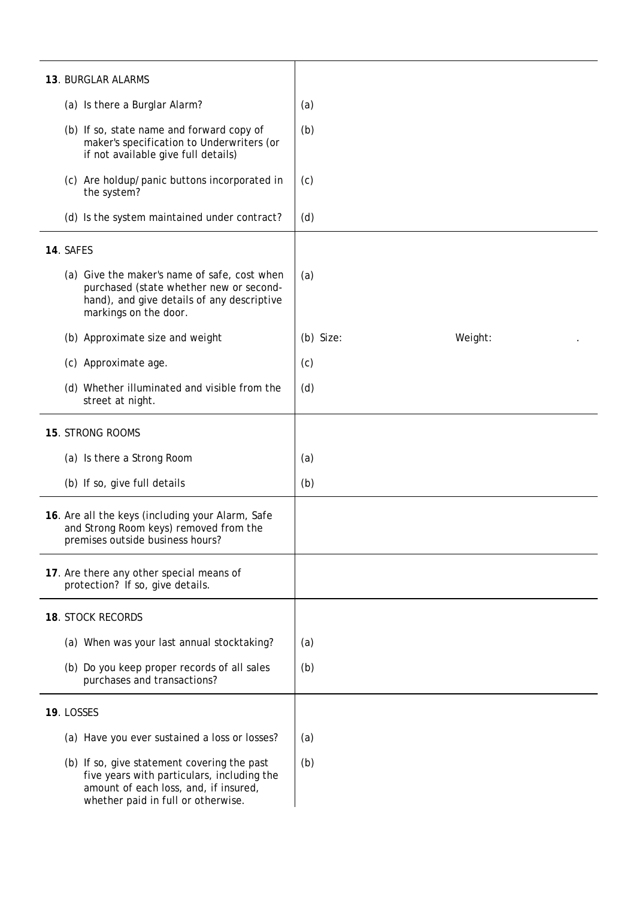| | |
|---|---|
| **13**. BURGLAR ALARMS | |
| (a) Is there a Burglar Alarm? | (a) |
| (b) If so, state name and forward copy of maker's specification to Underwriters (or if not available give full details) | (b) |
| (c) Are holdup/panic buttons incorporated in the system? | (c) |
| (d) Is the system maintained under contract? | (d) |
| **14**. SAFES | |
| (a) Give the maker's name of safe, cost when purchased (state whether new or second-hand), and give details of any descriptive markings on the door. | (a) |
| (b) Approximate size and weight | (b) Size: Weight: . |
| (c) Approximate age. | (c) |
| (d) Whether illuminated and visible from the street at night. | (d) |
| **15**. STRONG ROOMS | |
| (a) Is there a Strong Room | (a) |
| (b) If so, give full details | (b) |
| **16**. Are all the keys (including your Alarm, Safe and Strong Room keys) removed from the premises outside business hours? | |
| **17**. Are there any other special means of protection? If so, give details. | |
| **18**. STOCK RECORDS | |
| (a) When was your last annual stocktaking? | (a) |
| (b) Do you keep proper records of all sales purchases and transactions? | (b) |
| **19**. LOSSES | |
| (a) Have you ever sustained a loss or losses? | (a) |
| (b) If so, give statement covering the past five years with particulars, including the amount of each loss, and, if insured, whether paid in full or otherwise. | (b) |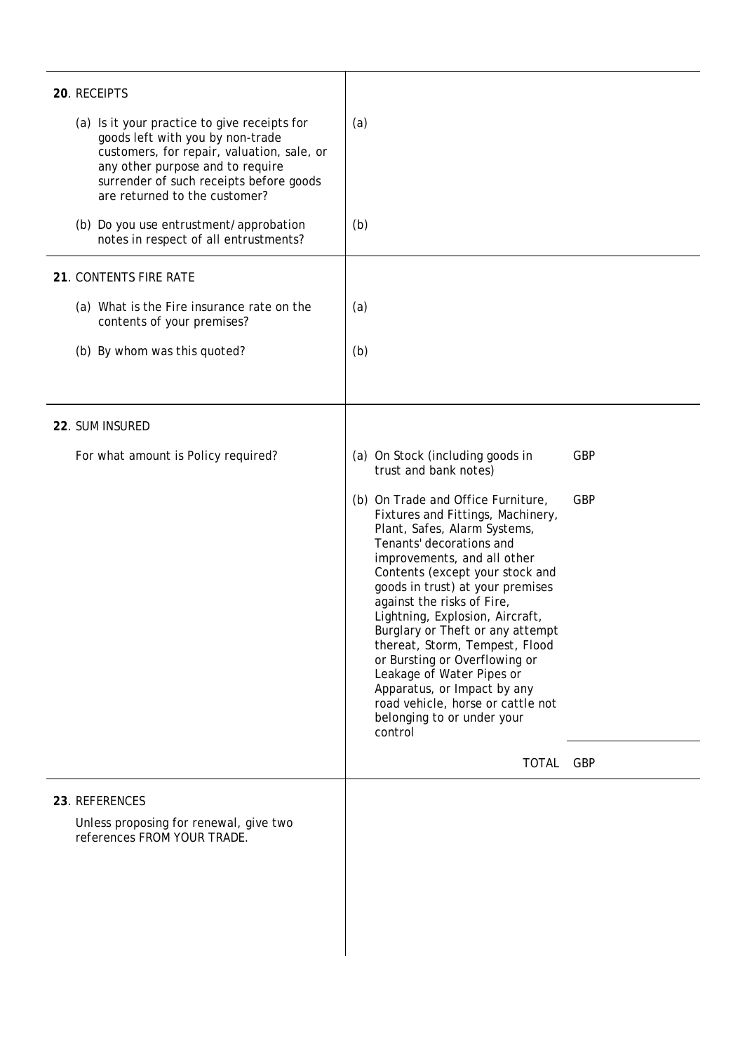| | |
|---|---|
| **20**. RECEIPTS | |
| (a) Is it your practice to give receipts for goods left with you by non-trade customers, for repair, valuation, sale, or any other purpose and to require surrender of such receipts before goods are returned to the customer? | (a) |
| (b) Do you use entrustment/approbation notes in respect of all entrustments? | (b) |
| **21**. CONTENTS FIRE RATE | |
| (a) What is the Fire insurance rate on the contents of your premises? | (a) |
| (b) By whom was this quoted? | (b) |
| **22**. SUM INSURED | |
| For what amount is Policy required? | (a) On Stock (including goods in trust and bank notes) GBP |
| | (b) On Trade and Office Furniture, Fixtures and Fittings, Machinery, Plant, Safes, Alarm Systems, Tenants' decorations and improvements, and all other Contents (except your stock and goods in trust) at your premises against the risks of Fire, Lightning, Explosion, Aircraft, Burglary or Theft or any attempt thereat, Storm, Tempest, Flood or Bursting or Overflowing or Leakage of Water Pipes or Apparatus, or Impact by any road vehicle, horse or cattle not belonging to or under your control GBP |
| | TOTAL GBP |
| **23**. REFERENCES | |
| Unless proposing for renewal, give two references FROM YOUR TRADE. | |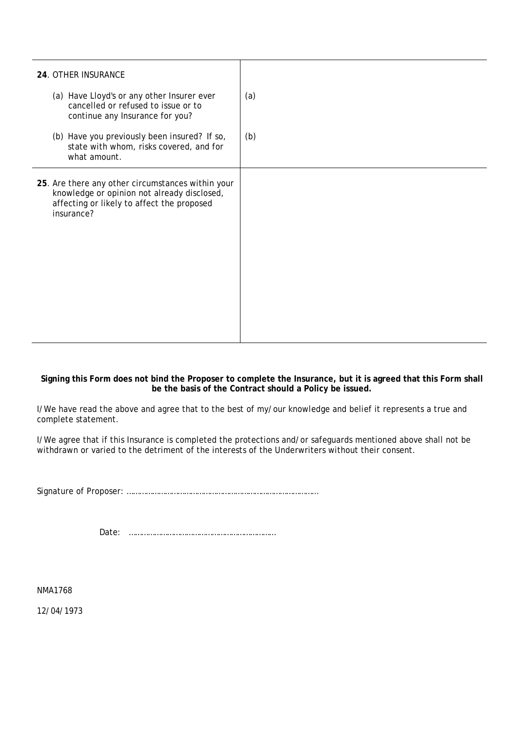| | |
|---|---|
| **24**. OTHER INSURANCE | |
| (a) Have Lloyd's or any other Insurer ever cancelled or refused to issue or to continue any Insurance for you? | (a) |
| (b) Have you previously been insured? If so, state with whom, risks covered, and for what amount. | (b) |
| **25**. Are there any other circumstances within your knowledge or opinion not already disclosed, affecting or likely to affect the proposed insurance? | |

**Signing this Form does not bind the Proposer to complete the Insurance, but it is agreed that this Form shall be the basis of the Contract should a Policy be issued.**

I/We have read the above and agree that to the best of my/our knowledge and belief it represents a true and complete statement.

I/We agree that if this Insurance is completed the protections and/or safeguards mentioned above shall not be withdrawn or varied to the detriment of the interests of the Underwriters without their consent.

Signature of Proposer: ……………………………………………………………………………

Date: ……………………………………………………………

NMA1768

12/04/1973